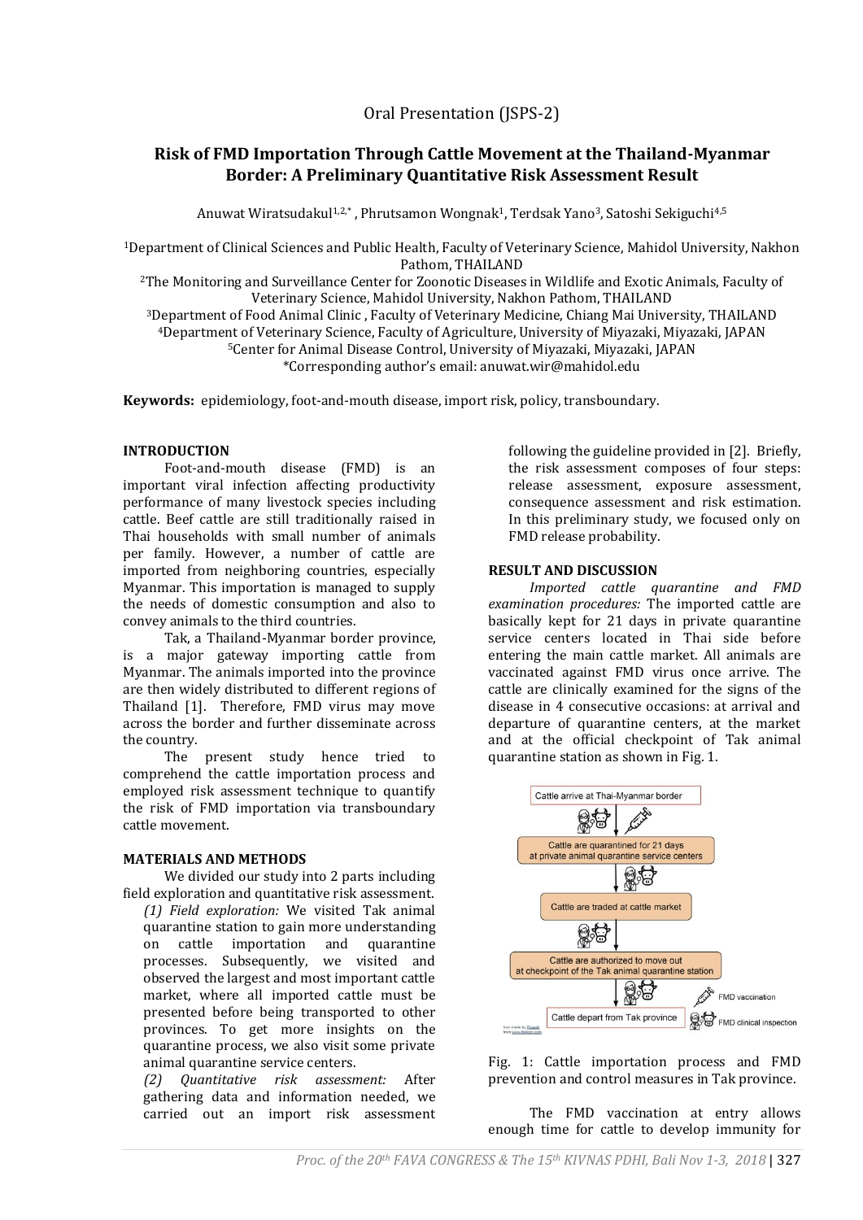Oral Presentation (JSPS-2)

# Risk of FMD Importation Through Cattle Movement at the Thailand-Myanmar Border: A Preliminary Quantitative Risk Assessment Result

Anuwat Wiratsudakul[1,2,*], Phrutsamon Wongnak[1], Terdsak Yano[3], Satoshi Sekiguchi[4,5]

[1]Department of Clinical Sciences and Public Health, Faculty of Veterinary Science, Mahidol University, Nakhon Pathom, THAILAND
[2]The Monitoring and Surveillance Center for Zoonotic Diseases in Wildlife and Exotic Animals, Faculty of Veterinary Science, Mahidol University, Nakhon Pathom, THAILAND
[3]Department of Food Animal Clinic, Faculty of Veterinary Medicine, Chiang Mai University, THAILAND
[4]Department of Veterinary Science, Faculty of Agriculture, University of Miyazaki, Miyazaki, JAPAN
[5]Center for Animal Disease Control, University of Miyazaki, Miyazaki, JAPAN
*Corresponding author's email: anuwat.wir@mahidol.edu

**Keywords:** epidemiology, foot-and-mouth disease, import risk, policy, transboundary.

## INTRODUCTION

Foot-and-mouth disease (FMD) is an important viral infection affecting productivity performance of many livestock species including cattle. Beef cattle are still traditionally raised in Thai households with small number of animals per family. However, a number of cattle are imported from neighboring countries, especially Myanmar. This importation is managed to supply the needs of domestic consumption and also to convey animals to the third countries.

Tak, a Thailand-Myanmar border province, is a major gateway importing cattle from Myanmar. The animals imported into the province are then widely distributed to different regions of Thailand [1]. Therefore, FMD virus may move across the border and further disseminate across the country.

The present study hence tried to comprehend the cattle importation process and employed risk assessment technique to quantify the risk of FMD importation via transboundary cattle movement.

## MATERIALS AND METHODS

We divided our study into 2 parts including field exploration and quantitative risk assessment.

*(1) Field exploration:* We visited Tak animal quarantine station to gain more understanding on cattle importation and quarantine processes. Subsequently, we visited and observed the largest and most important cattle market, where all imported cattle must be presented before being transported to other provinces. To get more insights on the quarantine process, we also visit some private animal quarantine service centers.

*(2) Quantitative risk assessment:* After gathering data and information needed, we carried out an import risk assessment following the guideline provided in [2]. Briefly, the risk assessment composes of four steps: release assessment, exposure assessment, consequence assessment and risk estimation. In this preliminary study, we focused only on FMD release probability.

## RESULT AND DISCUSSION

*Imported cattle quarantine and FMD examination procedures:* The imported cattle are basically kept for 21 days in private quarantine service centers located in Thai side before entering the main cattle market. All animals are vaccinated against FMD virus once arrive. The cattle are clinically examined for the signs of the disease in 4 consecutive occasions: at arrival and departure of quarantine centers, at the market and at the official checkpoint of Tak animal quarantine station as shown in Fig. 1.

Cattle arrive at Thai-Myanmar border → Cattle are quarantined for 21 days at private animal quarantine service centers → Cattle are traded at cattle market → Cattle are authorized to move out at checkpoint of the Tak animal quarantine station → Cattle depart from Tak province

(Legend: FMD vaccination; FMD clinical inspection)

Fig. 1: Cattle importation process and FMD prevention and control measures in Tak province.

The FMD vaccination at entry allows enough time for cattle to develop immunity for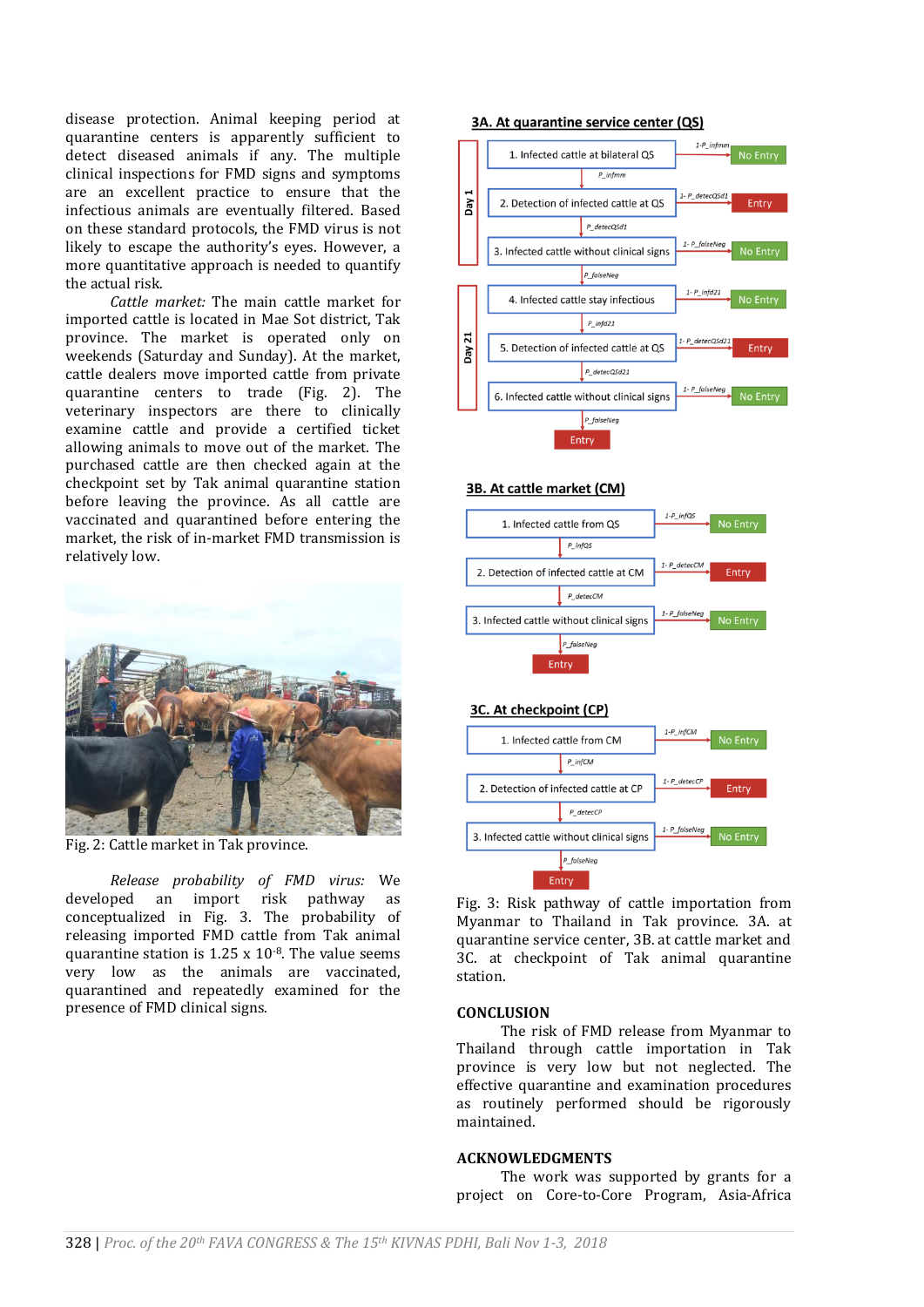disease protection. Animal keeping period at quarantine centers is apparently sufficient to detect diseased animals if any. The multiple clinical inspections for FMD signs and symptoms are an excellent practice to ensure that the infectious animals are eventually filtered. Based on these standard protocols, the FMD virus is not likely to escape the authority's eyes. However, a more quantitative approach is needed to quantify the actual risk.

*Cattle market:* The main cattle market for imported cattle is located in Mae Sot district, Tak province. The market is operated only on weekends (Saturday and Sunday). At the market, cattle dealers move imported cattle from private quarantine centers to trade (Fig. 2). The veterinary inspectors are there to clinically examine cattle and provide a certified ticket allowing animals to move out of the market. The purchased cattle are then checked again at the checkpoint set by Tak animal quarantine station before leaving the province. As all cattle are vaccinated and quarantined before entering the market, the risk of in-market FMD transmission is relatively low.

Fig. 2: Cattle market in Tak province.

*Release probability of FMD virus:* We developed an import risk pathway as conceptualized in Fig. 3. The probability of releasing imported FMD cattle from Tak animal quarantine station is 1.25 x $10^{-8}$. The value seems very low as the animals are vaccinated, quarantined and repeatedly examined for the presence of FMD clinical signs.

Fig. 3: Risk pathway of cattle importation from Myanmar to Thailand in Tak province. 3A. at quarantine service center, 3B. at cattle market and 3C. at checkpoint of Tak animal quarantine station.

## CONCLUSION

The risk of FMD release from Myanmar to Thailand through cattle importation in Tak province is very low but not neglected. The effective quarantine and examination procedures as routinely performed should be rigorously maintained.

## ACKNOWLEDGMENTS

The work was supported by grants for a project on Core-to-Core Program, Asia-Africa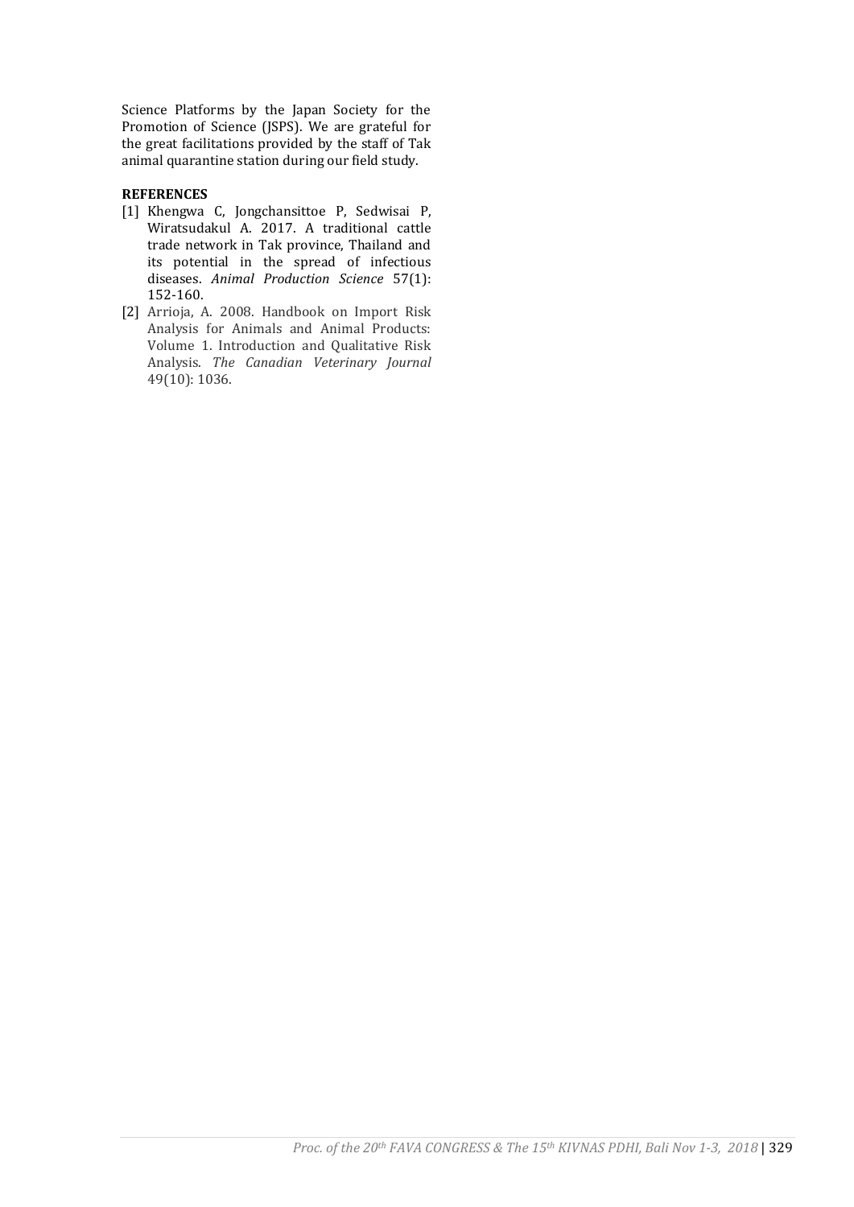Science Platforms by the Japan Society for the Promotion of Science (JSPS). We are grateful for the great facilitations provided by the staff of Tak animal quarantine station during our field study.

**REFERENCES**

[1] Khengwa C, Jongchansittoe P, Sedwisai P, Wiratsudakul A. 2017. A traditional cattle trade network in Tak province, Thailand and its potential in the spread of infectious diseases. *Animal Production Science* 57(1): 152-160.

[2] Arrioja, A. 2008. Handbook on Import Risk Analysis for Animals and Animal Products: Volume 1. Introduction and Qualitative Risk Analysis. *The Canadian Veterinary Journal* 49(10): 1036.